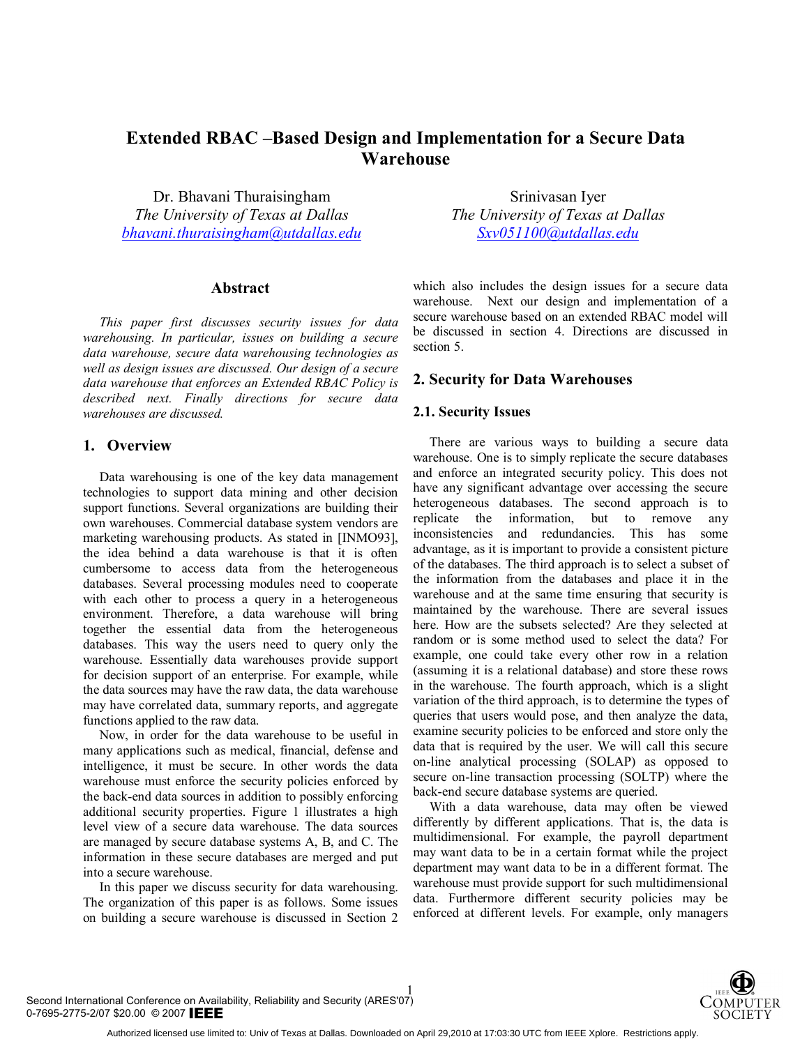# Extended RBAC –Based Design and Implementation for a Secure Data Warehouse

Dr. Bhavani Thuraisingham
*The University of Texas at Dallas*
*bhavani.thuraisingham@utdallas.edu*

Srinivasan Iyer
*The University of Texas at Dallas*
*Sxv051100@utdallas.edu*

## Abstract

*This paper first discusses security issues for data warehousing. In particular, issues on building a secure data warehouse, secure data warehousing technologies as well as design issues are discussed. Our design of a secure data warehouse that enforces an Extended RBAC Policy is described next. Finally directions for secure data warehouses are discussed.*

## 1. Overview

Data warehousing is one of the key data management technologies to support data mining and other decision support functions. Several organizations are building their own warehouses. Commercial database system vendors are marketing warehousing products. As stated in [INMO93], the idea behind a data warehouse is that it is often cumbersome to access data from the heterogeneous databases. Several processing modules need to cooperate with each other to process a query in a heterogeneous environment. Therefore, a data warehouse will bring together the essential data from the heterogeneous databases. This way the users need to query only the warehouse. Essentially data warehouses provide support for decision support of an enterprise. For example, while the data sources may have the raw data, the data warehouse may have correlated data, summary reports, and aggregate functions applied to the raw data.

Now, in order for the data warehouse to be useful in many applications such as medical, financial, defense and intelligence, it must be secure. In other words the data warehouse must enforce the security policies enforced by the back-end data sources in addition to possibly enforcing additional security properties. Figure 1 illustrates a high level view of a secure data warehouse. The data sources are managed by secure database systems A, B, and C. The information in these secure databases are merged and put into a secure warehouse.

In this paper we discuss security for data warehousing. The organization of this paper is as follows. Some issues on building a secure warehouse is discussed in Section 2 which also includes the design issues for a secure data warehouse. Next our design and implementation of a secure warehouse based on an extended RBAC model will be discussed in section 4. Directions are discussed in section 5.

## 2. Security for Data Warehouses

### 2.1. Security Issues

There are various ways to building a secure data warehouse. One is to simply replicate the secure databases and enforce an integrated security policy. This does not have any significant advantage over accessing the secure heterogeneous databases. The second approach is to replicate the information, but to remove any inconsistencies and redundancies. This has some advantage, as it is important to provide a consistent picture of the databases. The third approach is to select a subset of the information from the databases and place it in the warehouse and at the same time ensuring that security is maintained by the warehouse. There are several issues here. How are the subsets selected? Are they selected at random or is some method used to select the data? For example, one could take every other row in a relation (assuming it is a relational database) and store these rows in the warehouse. The fourth approach, which is a slight variation of the third approach, is to determine the types of queries that users would pose, and then analyze the data, examine security policies to be enforced and store only the data that is required by the user. We will call this secure on-line analytical processing (SOLAP) as opposed to secure on-line transaction processing (SOLTP) where the back-end secure database systems are queried.

With a data warehouse, data may often be viewed differently by different applications. That is, the data is multidimensional. For example, the payroll department may want data to be in a certain format while the project department may want data to be in a different format. The warehouse must provide support for such multidimensional data. Furthermore different security policies may be enforced at different levels. For example, only managers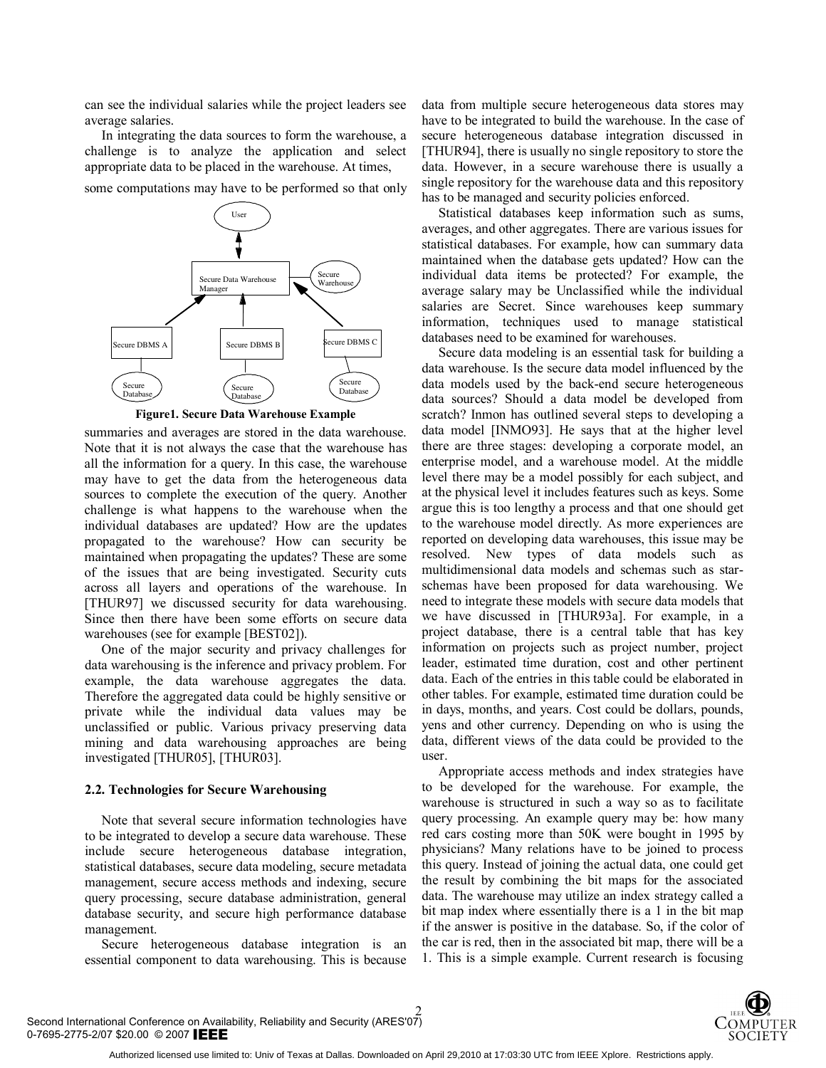can see the individual salaries while the project leaders see average salaries.

In integrating the data sources to form the warehouse, a challenge is to analyze the application and select appropriate data to be placed in the warehouse. At times, some computations may have to be performed so that only summaries and averages are stored in the data warehouse. Note that it is not always the case that the warehouse has all the information for a query. In this case, the warehouse may have to get the data from the heterogeneous data sources to complete the execution of the query. Another challenge is what happens to the warehouse when the individual databases are updated? How are the updates propagated to the warehouse? How can security be maintained when propagating the updates? These are some of the issues that are being investigated. Security cuts across all layers and operations of the warehouse. In [THUR97] we discussed security for data warehousing. Since then there have been some efforts on secure data warehouses (see for example [BEST02]).

User

Secure Data Warehouse Manager

Secure Warehouse

Secure DBMS A

Secure DBMS B

Secure DBMS C

Secure Database

Secure Database

Secure Database

**Figure1. Secure Data Warehouse Example**

One of the major security and privacy challenges for data warehousing is the inference and privacy problem. For example, the data warehouse aggregates the data. Therefore the aggregated data could be highly sensitive or private while the individual data values may be unclassified or public. Various privacy preserving data mining and data warehousing approaches are being investigated [THUR05], [THUR03].

### 2.2. Technologies for Secure Warehousing

Note that several secure information technologies have to be integrated to develop a secure data warehouse. These include secure heterogeneous database integration, statistical databases, secure data modeling, secure metadata management, secure access methods and indexing, secure query processing, secure database administration, general database security, and secure high performance database management.

Secure heterogeneous database integration is an essential component to data warehousing. This is because data from multiple secure heterogeneous data stores may have to be integrated to build the warehouse. In the case of secure heterogeneous database integration discussed in [THUR94], there is usually no single repository to store the data. However, in a secure warehouse there is usually a single repository for the warehouse data and this repository has to be managed and security policies enforced.

Statistical databases keep information such as sums, averages, and other aggregates. There are various issues for statistical databases. For example, how can summary data maintained when the database gets updated? How can the individual data items be protected? For example, the average salary may be Unclassified while the individual salaries are Secret. Since warehouses keep summary information, techniques used to manage statistical databases need to be examined for warehouses.

Secure data modeling is an essential task for building a data warehouse. Is the secure data model influenced by the data models used by the back-end secure heterogeneous data sources? Should a data model be developed from scratch? Inmon has outlined several steps to developing a data model [INMO93]. He says that at the higher level there are three stages: developing a corporate model, an enterprise model, and a warehouse model. At the middle level there may be a model possibly for each subject, and at the physical level it includes features such as keys. Some argue this is too lengthy a process and that one should get to the warehouse model directly. As more experiences are reported on developing data warehouses, this issue may be resolved. New types of data models such as multidimensional data models and schemas such as star-schemas have been proposed for data warehousing. We need to integrate these models with secure data models that we have discussed in [THUR93a]. For example, in a project database, there is a central table that has key information on projects such as project number, project leader, estimated time duration, cost and other pertinent data. Each of the entries in this table could be elaborated in other tables. For example, estimated time duration could be in days, months, and years. Cost could be dollars, pounds, yens and other currency. Depending on who is using the data, different views of the data could be provided to the user.

Appropriate access methods and index strategies have to be developed for the warehouse. For example, the warehouse is structured in such a way so as to facilitate query processing. An example query may be: how many red cars costing more than 50K were bought in 1995 by physicians? Many relations have to be joined to process this query. Instead of joining the actual data, one could get the result by combining the bit maps for the associated data. The warehouse may utilize an index strategy called a bit map index where essentially there is a 1 in the bit map if the answer is positive in the database. So, if the color of the car is red, then in the associated bit map, there will be a 1. This is a simple example. Current research is focusing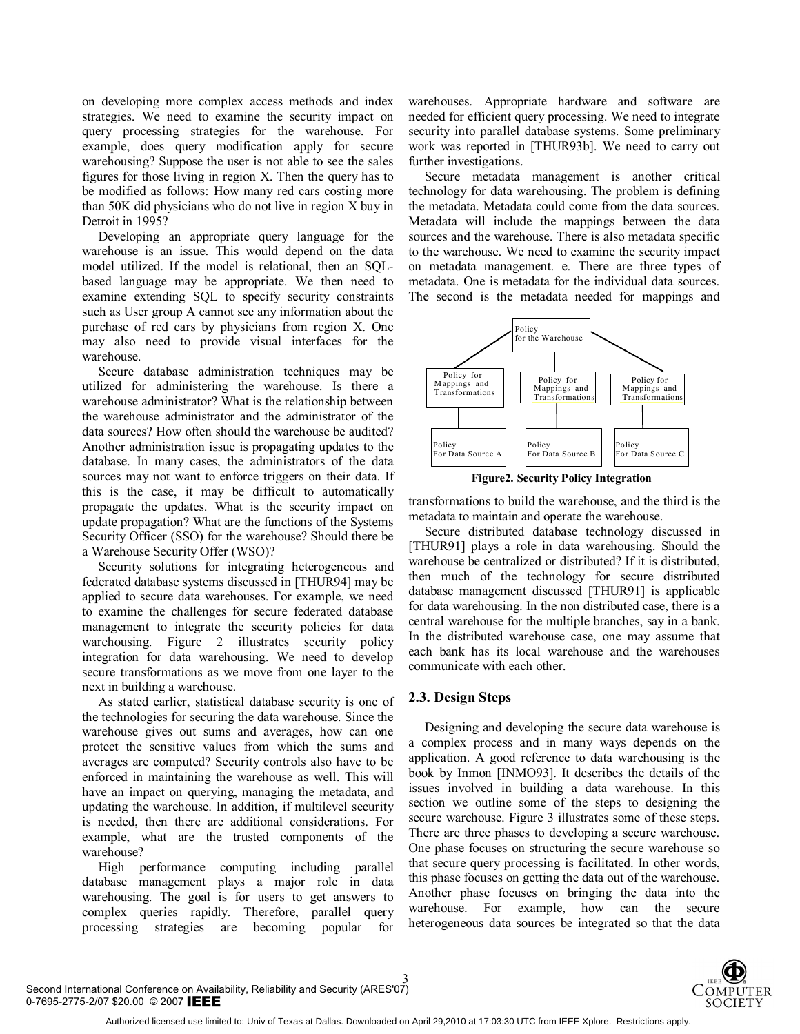on developing more complex access methods and index strategies. We need to examine the security impact on query processing strategies for the warehouse. For example, does query modification apply for secure warehousing? Suppose the user is not able to see the sales figures for those living in region X. Then the query has to be modified as follows: How many red cars costing more than 50K did physicians who do not live in region X buy in Detroit in 1995?

Developing an appropriate query language for the warehouse is an issue. This would depend on the data model utilized. If the model is relational, then an SQL-based language may be appropriate. We then need to examine extending SQL to specify security constraints such as User group A cannot see any information about the purchase of red cars by physicians from region X. One may also need to provide visual interfaces for the warehouse.

Secure database administration techniques may be utilized for administering the warehouse. Is there a warehouse administrator? What is the relationship between the warehouse administrator and the administrator of the data sources? How often should the warehouse be audited? Another administration issue is propagating updates to the database. In many cases, the administrators of the data sources may not want to enforce triggers on their data. If this is the case, it may be difficult to automatically propagate the updates. What is the security impact on update propagation? What are the functions of the Systems Security Officer (SSO) for the warehouse? Should there be a Warehouse Security Offer (WSO)?

Security solutions for integrating heterogeneous and federated database systems discussed in [THUR94] may be applied to secure data warehouses. For example, we need to examine the challenges for secure federated database management to integrate the security policies for data warehousing. Figure 2 illustrates security policy integration for data warehousing. We need to develop secure transformations as we move from one layer to the next in building a warehouse.

As stated earlier, statistical database security is one of the technologies for securing the data warehouse. Since the warehouse gives out sums and averages, how can one protect the sensitive values from which the sums and averages are computed? Security controls also have to be enforced in maintaining the warehouse as well. This will have an impact on querying, managing the metadata, and updating the warehouse. In addition, if multilevel security is needed, then there are additional considerations. For example, what are the trusted components of the warehouse?

High performance computing including parallel database management plays a major role in data warehousing. The goal is for users to get answers to complex queries rapidly. Therefore, parallel query processing strategies are becoming popular for warehouses. Appropriate hardware and software are needed for efficient query processing. We need to integrate security into parallel database systems. Some preliminary work was reported in [THUR93b]. We need to carry out further investigations.

Secure metadata management is another critical technology for data warehousing. The problem is defining the metadata. Metadata could come from the data sources. Metadata will include the mappings between the data sources and the warehouse. There is also metadata specific to the warehouse. We need to examine the security impact on metadata management. e. There are three types of metadata. One is metadata for the individual data sources. The second is the metadata needed for mappings and transformations to build the warehouse, and the third is the metadata to maintain and operate the warehouse.

Policy for the Warehouse

Policy for Mappings and Transformations

Policy for Mappings and Transformations

Policy for Mappings and Transformations

Policy For Data Source A

Policy For Data Source B

Policy For Data Source C

**Figure2. Security Policy Integration**

Secure distributed database technology discussed in [THUR91] plays a role in data warehousing. Should the warehouse be centralized or distributed? If it is distributed, then much of the technology for secure distributed database management discussed [THUR91] is applicable for data warehousing. In the non distributed case, there is a central warehouse for the multiple branches, say in a bank. In the distributed warehouse case, one may assume that each bank has its local warehouse and the warehouses communicate with each other.

## 2.3. Design Steps

Designing and developing the secure data warehouse is a complex process and in many ways depends on the application. A good reference to data warehousing is the book by Inmon [INMO93]. It describes the details of the issues involved in building a data warehouse. In this section we outline some of the steps to designing the secure warehouse. Figure 3 illustrates some of these steps. There are three phases to developing a secure warehouse. One phase focuses on structuring the secure warehouse so that secure query processing is facilitated. In other words, this phase focuses on getting the data out of the warehouse. Another phase focuses on bringing the data into the warehouse. For example, how can the secure heterogeneous data sources be integrated so that the data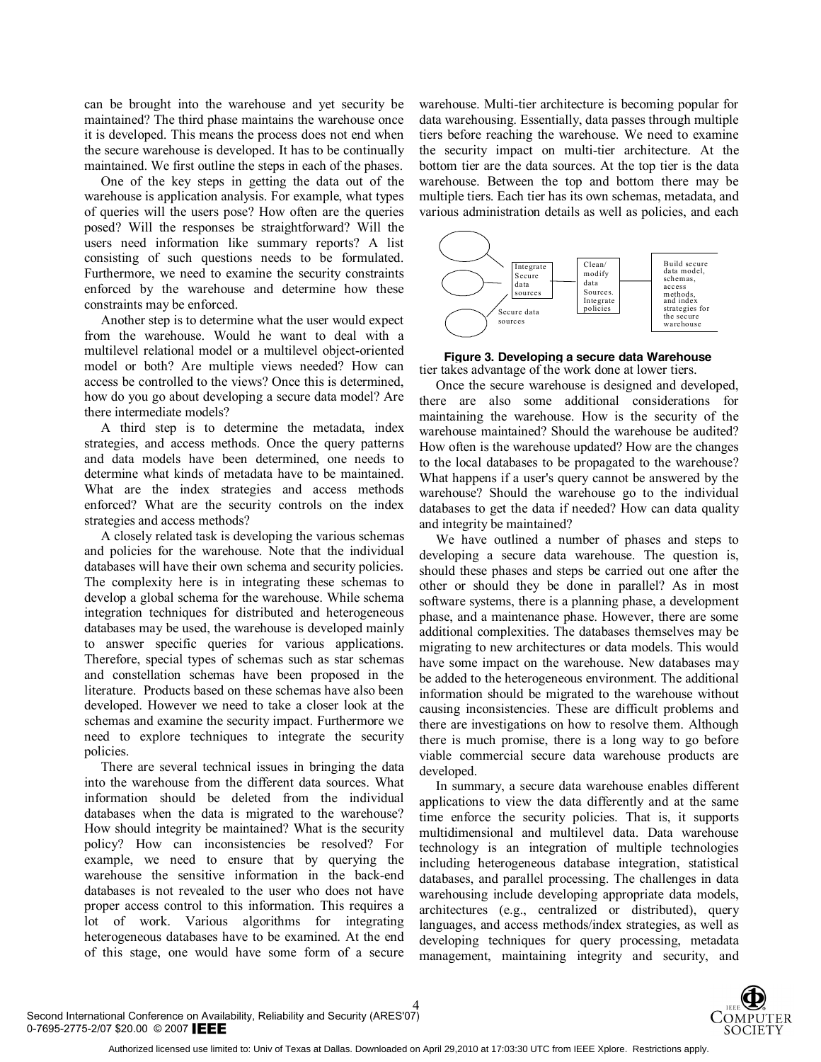can be brought into the warehouse and yet security be maintained? The third phase maintains the warehouse once it is developed. This means the process does not end when the secure warehouse is developed. It has to be continually maintained. We first outline the steps in each of the phases.

One of the key steps in getting the data out of the warehouse is application analysis. For example, what types of queries will the users pose? How often are the queries posed? Will the responses be straightforward? Will the users need information like summary reports? A list consisting of such questions needs to be formulated. Furthermore, we need to examine the security constraints enforced by the warehouse and determine how these constraints may be enforced.

Another step is to determine what the user would expect from the warehouse. Would he want to deal with a multilevel relational model or a multilevel object-oriented model or both? Are multiple views needed? How can access be controlled to the views? Once this is determined, how do you go about developing a secure data model? Are there intermediate models?

A third step is to determine the metadata, index strategies, and access methods. Once the query patterns and data models have been determined, one needs to determine what kinds of metadata have to be maintained. What are the index strategies and access methods enforced? What are the security controls on the index strategies and access methods?

A closely related task is developing the various schemas and policies for the warehouse. Note that the individual databases will have their own schema and security policies. The complexity here is in integrating these schemas to develop a global schema for the warehouse. While schema integration techniques for distributed and heterogeneous databases may be used, the warehouse is developed mainly to answer specific queries for various applications. Therefore, special types of schemas such as star schemas and constellation schemas have been proposed in the literature. Products based on these schemas have also been developed. However we need to take a closer look at the schemas and examine the security impact. Furthermore we need to explore techniques to integrate the security policies.

There are several technical issues in bringing the data into the warehouse from the different data sources. What information should be deleted from the individual databases when the data is migrated to the warehouse? How should integrity be maintained? What is the security policy? How can inconsistencies be resolved? For example, we need to ensure that by querying the warehouse the sensitive information in the back-end databases is not revealed to the user who does not have proper access control to this information. This requires a lot of work. Various algorithms for integrating heterogeneous databases have to be examined. At the end of this stage, one would have some form of a secure warehouse. Multi-tier architecture is becoming popular for data warehousing. Essentially, data passes through multiple tiers before reaching the warehouse. We need to examine the security impact on multi-tier architecture. At the bottom tier are the data sources. At the top tier is the data warehouse. Between the top and bottom there may be multiple tiers. Each tier has its own schemas, metadata, and various administration details as well as policies, and each tier takes advantage of the work done at lower tiers.

Integrate Secure data sources

Secure data sources

Clean/ modify data Sources. Integrate policies

Build secure data model, schemas, access methods, and index strategies for the secure warehouse

**Figure 3. Developing a secure data Warehouse**

Once the secure warehouse is designed and developed, there are also some additional considerations for maintaining the warehouse. How is the security of the warehouse maintained? Should the warehouse be audited? How often is the warehouse updated? How are the changes to the local databases to be propagated to the warehouse? What happens if a user's query cannot be answered by the warehouse? Should the warehouse go to the individual databases to get the data if needed? How can data quality and integrity be maintained?

We have outlined a number of phases and steps to developing a secure data warehouse. The question is, should these phases and steps be carried out one after the other or should they be done in parallel? As in most software systems, there is a planning phase, a development phase, and a maintenance phase. However, there are some additional complexities. The databases themselves may be migrating to new architectures or data models. This would have some impact on the warehouse. New databases may be added to the heterogeneous environment. The additional information should be migrated to the warehouse without causing inconsistencies. These are difficult problems and there are investigations on how to resolve them. Although there is much promise, there is a long way to go before viable commercial secure data warehouse products are developed.

In summary, a secure data warehouse enables different applications to view the data differently and at the same time enforce the security policies. That is, it supports multidimensional and multilevel data. Data warehouse technology is an integration of multiple technologies including heterogeneous database integration, statistical databases, and parallel processing. The challenges in data warehousing include developing appropriate data models, architectures (e.g., centralized or distributed), query languages, and access methods/index strategies, as well as developing techniques for query processing, metadata management, maintaining integrity and security, and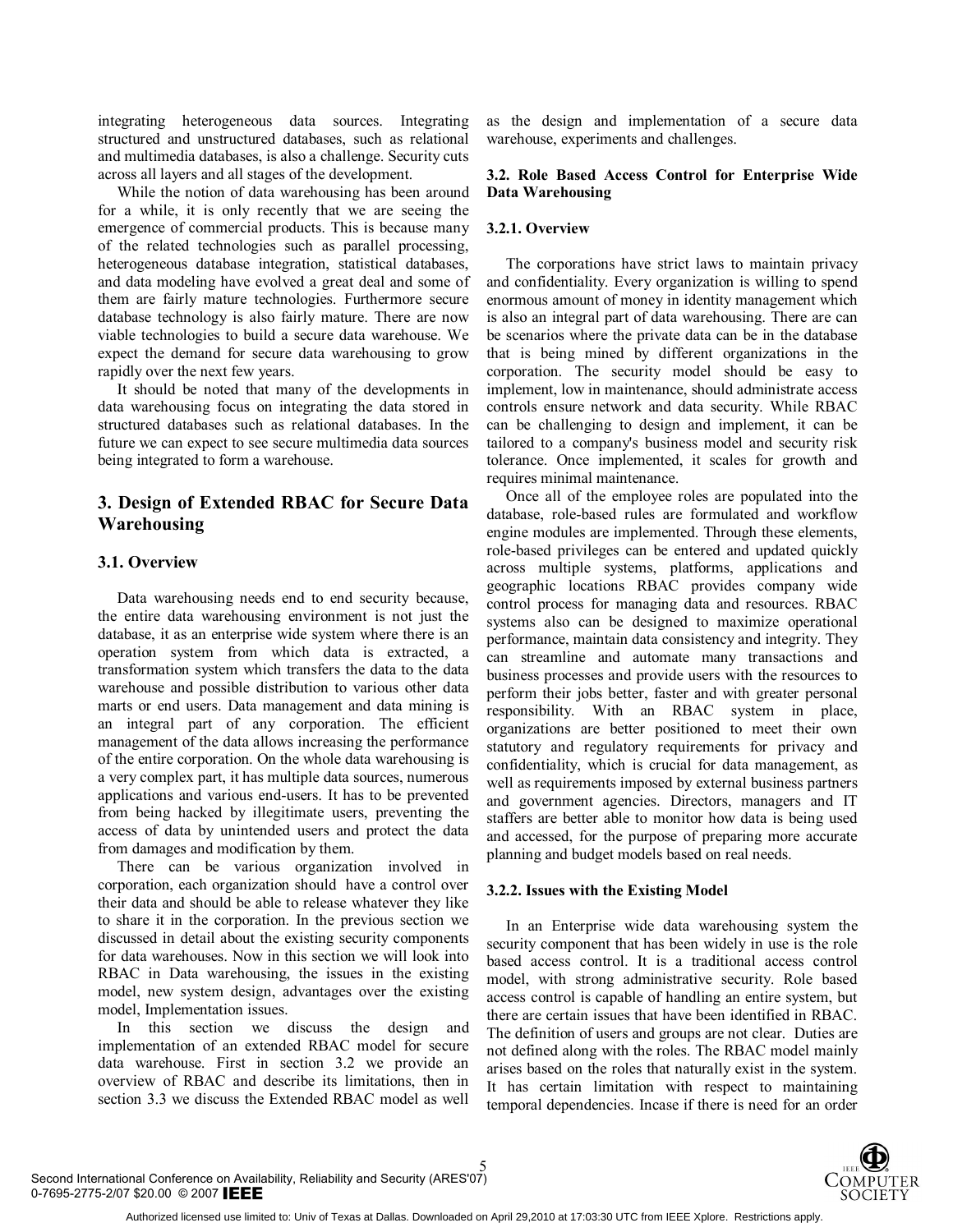integrating heterogeneous data sources. Integrating structured and unstructured databases, such as relational and multimedia databases, is also a challenge. Security cuts across all layers and all stages of the development.

While the notion of data warehousing has been around for a while, it is only recently that we are seeing the emergence of commercial products. This is because many of the related technologies such as parallel processing, heterogeneous database integration, statistical databases, and data modeling have evolved a great deal and some of them are fairly mature technologies. Furthermore secure database technology is also fairly mature. There are now viable technologies to build a secure data warehouse. We expect the demand for secure data warehousing to grow rapidly over the next few years.

It should be noted that many of the developments in data warehousing focus on integrating the data stored in structured databases such as relational databases. In the future we can expect to see secure multimedia data sources being integrated to form a warehouse.

## 3. Design of Extended RBAC for Secure Data Warehousing

### 3.1. Overview

Data warehousing needs end to end security because, the entire data warehousing environment is not just the database, it as an enterprise wide system where there is an operation system from which data is extracted, a transformation system which transfers the data to the data warehouse and possible distribution to various other data marts or end users. Data management and data mining is an integral part of any corporation. The efficient management of the data allows increasing the performance of the entire corporation. On the whole data warehousing is a very complex part, it has multiple data sources, numerous applications and various end-users. It has to be prevented from being hacked by illegitimate users, preventing the access of data by unintended users and protect the data from damages and modification by them.

There can be various organization involved in corporation, each organization should have a control over their data and should be able to release whatever they like to share it in the corporation. In the previous section we discussed in detail about the existing security components for data warehouses. Now in this section we will look into RBAC in Data warehousing, the issues in the existing model, new system design, advantages over the existing model, Implementation issues.

In this section we discuss the design and implementation of an extended RBAC model for secure data warehouse. First in section 3.2 we provide an overview of RBAC and describe its limitations, then in section 3.3 we discuss the Extended RBAC model as well as the design and implementation of a secure data warehouse, experiments and challenges.

### 3.2. Role Based Access Control for Enterprise Wide Data Warehousing

#### 3.2.1. Overview

The corporations have strict laws to maintain privacy and confidentiality. Every organization is willing to spend enormous amount of money in identity management which is also an integral part of data warehousing. There are can be scenarios where the private data can be in the database that is being mined by different organizations in the corporation. The security model should be easy to implement, low in maintenance, should administrate access controls ensure network and data security. While RBAC can be challenging to design and implement, it can be tailored to a company's business model and security risk tolerance. Once implemented, it scales for growth and requires minimal maintenance.

Once all of the employee roles are populated into the database, role-based rules are formulated and workflow engine modules are implemented. Through these elements, role-based privileges can be entered and updated quickly across multiple systems, platforms, applications and geographic locations RBAC provides company wide control process for managing data and resources. RBAC systems also can be designed to maximize operational performance, maintain data consistency and integrity. They can streamline and automate many transactions and business processes and provide users with the resources to perform their jobs better, faster and with greater personal responsibility. With an RBAC system in place, organizations are better positioned to meet their own statutory and regulatory requirements for privacy and confidentiality, which is crucial for data management, as well as requirements imposed by external business partners and government agencies. Directors, managers and IT staffers are better able to monitor how data is being used and accessed, for the purpose of preparing more accurate planning and budget models based on real needs.

#### 3.2.2. Issues with the Existing Model

In an Enterprise wide data warehousing system the security component that has been widely in use is the role based access control. It is a traditional access control model, with strong administrative security. Role based access control is capable of handling an entire system, but there are certain issues that have been identified in RBAC. The definition of users and groups are not clear. Duties are not defined along with the roles. The RBAC model mainly arises based on the roles that naturally exist in the system. It has certain limitation with respect to maintaining temporal dependencies. Incase if there is need for an order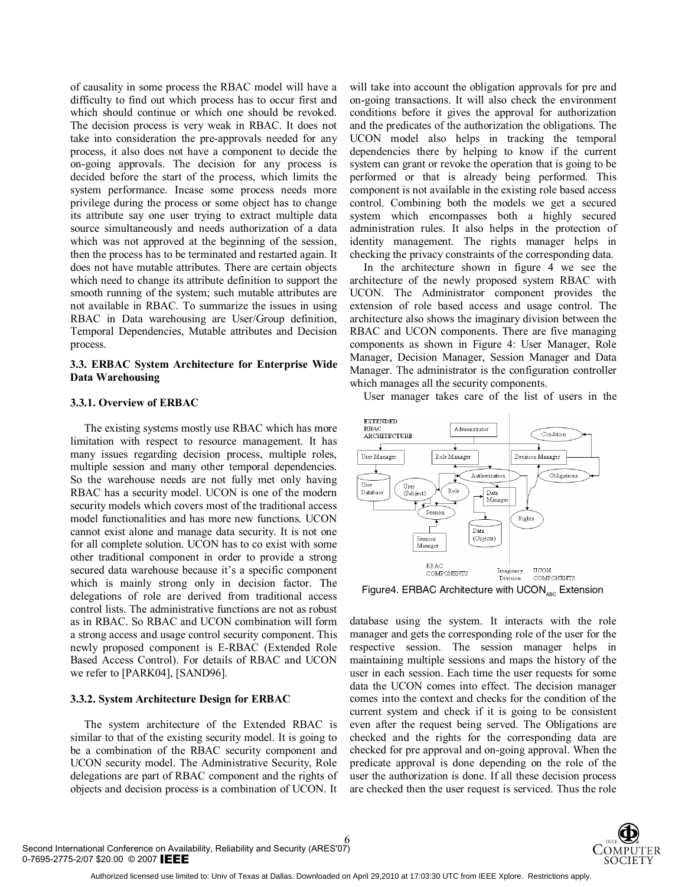of causality in some process the RBAC model will have a difficulty to find out which process has to occur first and which should continue or which one should be revoked. The decision process is very weak in RBAC. It does not take into consideration the pre-approvals needed for any process, it also does not have a component to decide the on-going approvals. The decision for any process is decided before the start of the process, which limits the system performance. Incase some process needs more privilege during the process or some object has to change its attribute say one user trying to extract multiple data source simultaneously and needs authorization of a data which was not approved at the beginning of the session, then the process has to be terminated and restarted again. It does not have mutable attributes. There are certain objects which need to change its attribute definition to support the smooth running of the system; such mutable attributes are not available in RBAC. To summarize the issues in using RBAC in Data warehousing are User/Group definition, Temporal Dependencies, Mutable attributes and Decision process.

### 3.3. ERBAC System Architecture for Enterprise Wide Data Warehousing

#### 3.3.1. Overview of ERBAC

The existing systems mostly use RBAC which has more limitation with respect to resource management. It has many issues regarding decision process, multiple roles, multiple session and many other temporal dependencies. So the warehouse needs are not fully met only having RBAC has a security model. UCON is one of the modern security models which covers most of the traditional access model functionalities and has more new functions. UCON cannot exist alone and manage data security. It is not one for all complete solution. UCON has to co exist with some other traditional component in order to provide a strong secured data warehouse because it's a specific component which is mainly strong only in decision factor. The delegations of role are derived from traditional access control lists. The administrative functions are not as robust as in RBAC. So RBAC and UCON combination will form a strong access and usage control security component. This newly proposed component is E-RBAC (Extended Role Based Access Control). For details of RBAC and UCON we refer to [PARK04], [SAND96].

#### 3.3.2. System Architecture Design for ERBAC

The system architecture of the Extended RBAC is similar to that of the existing security model. It is going to be a combination of the RBAC security component and UCON security model. The Administrative Security, Role delegations are part of RBAC component and the rights of objects and decision process is a combination of UCON. It will take into account the obligation approvals for pre and on-going transactions. It will also check the environment conditions before it gives the approval for authorization and the predicates of the authorization the obligations. The UCON model also helps in tracking the temporal dependencies there by helping to know if the current system can grant or revoke the operation that is going to be performed or that is already being performed. This component is not available in the existing role based access control. Combining both the models we get a secured system which encompasses both a highly secured administration rules. It also helps in the protection of identity management. The rights manager helps in checking the privacy constraints of the corresponding data.

In the architecture shown in figure 4 we see the architecture of the newly proposed system RBAC with UCON. The Administrator component provides the extension of role based access and usage control. The architecture also shows the imaginary division between the RBAC and UCON components. There are five managing components as shown in Figure 4: User Manager, Role Manager, Decision Manager, Session Manager and Data Manager. The administrator is the configuration controller which manages all the security components.

User manager takes care of the list of users in the

EXTENDED RBAC ARCHITECTURE

Administrator

Condition

User Manager

Role Manager

Decision Manager

Authorization

Obligations

User Database

User (Subject)

Role

Data Manager

Session

Rights

Data (Objects)

Session Manager

RBAC COMPONENTS

Imaginary Division

UCON COMPONENTS

Figure4. ERBAC Architecture with $UCON_{ABC}$ Extension

database using the system. It interacts with the role manager and gets the corresponding role of the user for the respective session. The session manager helps in maintaining multiple sessions and maps the history of the user in each session. Each time the user requests for some data the UCON comes into effect. The decision manager comes into the context and checks for the condition of the current system and check if it is going to be consistent even after the request being served. The Obligations are checked and the rights for the corresponding data are checked for pre approval and on-going approval. When the predicate approval is done depending on the role of the user the authorization is done. If all these decision process are checked then the user request is serviced. Thus the role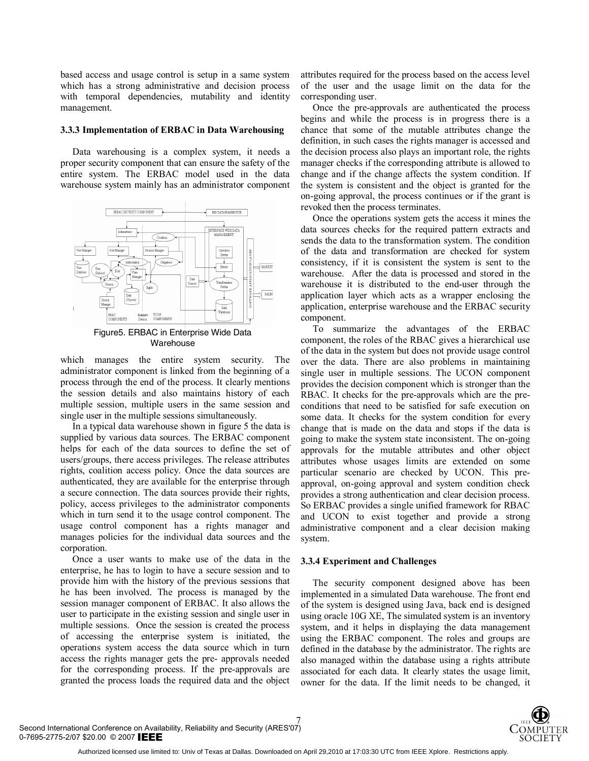based access and usage control is setup in a same system which has a strong administrative and decision process with temporal dependencies, mutability and identity management.

### 3.3.3 Implementation of ERBAC in Data Warehousing

Data warehousing is a complex system, it needs a proper security component that can ensure the safety of the entire system. The ERBAC model used in the data warehouse system mainly has an administrator component

ERBAC SECURITY COMPONENT
ERP DATAWAREHOUSE
Administrator
ENTERPRISE WIDE DATA MANAGEMENT
Condition
User Manager
Role Manager
Decision Manager
Operation System
Obligations
Authorization
User Database
User (Subject)
Role
Data Manager
Extract
MARKET
SOFTWARE APPLICATION LAYER
Session
Rights
Data Sources
Transformation System
SALES
Data (Objects)
Session Manager
Data Warehouse
RBAC COMPONENTS
Imaginary Devision
UCON COMPONENTS

Figure5. ERBAC in Enterprise Wide Data Warehouse

which manages the entire system security. The administrator component is linked from the beginning of a process through the end of the process. It clearly mentions the session details and also maintains history of each multiple session, multiple users in the same session and single user in the multiple sessions simultaneously.

In a typical data warehouse shown in figure 5 the data is supplied by various data sources. The ERBAC component helps for each of the data sources to define the set of users/groups, there access privileges. The release attributes rights, coalition access policy. Once the data sources are authenticated, they are available for the enterprise through a secure connection. The data sources provide their rights, policy, access privileges to the administrator components which in turn send it to the usage control component. The usage control component has a rights manager and manages policies for the individual data sources and the corporation.

Once a user wants to make use of the data in the enterprise, he has to login to have a secure session and to provide him with the history of the previous sessions that he has been involved. The process is managed by the session manager component of ERBAC. It also allows the user to participate in the existing session and single user in multiple sessions. Once the session is created the process of accessing the enterprise system is initiated, the operations system access the data source which in turn access the rights manager gets the pre- approvals needed for the corresponding process. If the pre-approvals are granted the process loads the required data and the object attributes required for the process based on the access level of the user and the usage limit on the data for the corresponding user.

Once the pre-approvals are authenticated the process begins and while the process is in progress there is a chance that some of the mutable attributes change the definition, in such cases the rights manager is accessed and the decision process also plays an important role, the rights manager checks if the corresponding attribute is allowed to change and if the change affects the system condition. If the system is consistent and the object is granted for the on-going approval, the process continues or if the grant is revoked then the process terminates.

Once the operations system gets the access it mines the data sources checks for the required pattern extracts and sends the data to the transformation system. The condition of the data and transformation are checked for system consistency, if it is consistent the system is sent to the warehouse. After the data is processed and stored in the warehouse it is distributed to the end-user through the application layer which acts as a wrapper enclosing the application, enterprise warehouse and the ERBAC security component.

To summarize the advantages of the ERBAC component, the roles of the RBAC gives a hierarchical use of the data in the system but does not provide usage control over the data. There are also problems in maintaining single user in multiple sessions. The UCON component provides the decision component which is stronger than the RBAC. It checks for the pre-approvals which are the pre-conditions that need to be satisfied for safe execution on some data. It checks for the system condition for every change that is made on the data and stops if the data is going to make the system state inconsistent. The on-going approvals for the mutable attributes and other object attributes whose usages limits are extended on some particular scenario are checked by UCON. This pre-approval, on-going approval and system condition check provides a strong authentication and clear decision process. So ERBAC provides a single unified framework for RBAC and UCON to exist together and provide a strong administrative component and a clear decision making system.

### 3.3.4 Experiment and Challenges

The security component designed above has been implemented in a simulated Data warehouse. The front end of the system is designed using Java, back end is designed using oracle 10G XE, The simulated system is an inventory system, and it helps in displaying the data management using the ERBAC component. The roles and groups are defined in the database by the administrator. The rights are also managed within the database using a rights attribute associated for each data. It clearly states the usage limit, owner for the data. If the limit needs to be changed, it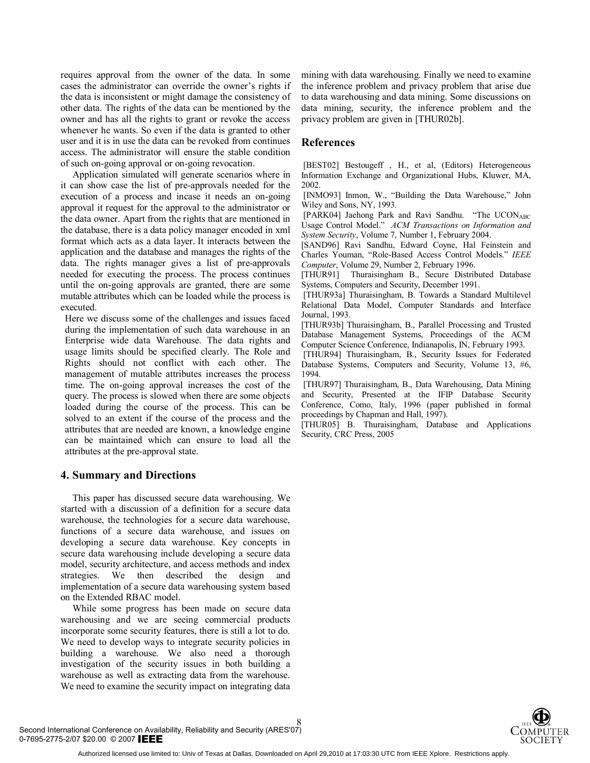requires approval from the owner of the data. In some cases the administrator can override the owner's rights if the data is inconsistent or might damage the consistency of other data. The rights of the data can be mentioned by the owner and has all the rights to grant or revoke the access whenever he wants. So even if the data is granted to other user and it is in use the data can be revoked from continues access. The administrator will ensure the stable condition of such on-going approval or on-going revocation.

Application simulated will generate scenarios where in it can show case the list of pre-approvals needed for the execution of a process and incase it needs an on-going approval it request for the approval to the administrator or the data owner. Apart from the rights that are mentioned in the database, there is a data policy manager encoded in xml format which acts as a data layer. It interacts between the application and the database and manages the rights of the data. The rights manager gives a list of pre-approvals needed for executing the process. The process continues until the on-going approvals are granted, there are some mutable attributes which can be loaded while the process is executed.

Here we discuss some of the challenges and issues faced during the implementation of such data warehouse in an Enterprise wide data Warehouse. The data rights and usage limits should be specified clearly. The Role and Rights should not conflict with each other. The management of mutable attributes increases the process time. The on-going approval increases the cost of the query. The process is slowed when there are some objects loaded during the course of the process. This can be solved to an extent if the course of the process and the attributes that are needed are known, a knowledge engine can be maintained which can ensure to load all the attributes at the pre-approval state.

## 4. Summary and Directions

This paper has discussed secure data warehousing. We started with a discussion of a definition for a secure data warehouse, the technologies for a secure data warehouse, functions of a secure data warehouse, and issues on developing a secure data warehouse. Key concepts in secure data warehousing include developing a secure data model, security architecture, and access methods and index strategies. We then described the design and implementation of a secure data warehousing system based on the Extended RBAC model.

While some progress has been made on secure data warehousing and we are seeing commercial products incorporate some security features, there is still a lot to do. We need to develop ways to integrate security policies in building a warehouse. We also need a thorough investigation of the security issues in both building a warehouse as well as extracting data from the warehouse. We need to examine the security impact on integrating data mining with data warehousing. Finally we need to examine the inference problem and privacy problem that arise due to data warehousing and data mining. Some discussions on data mining, security, the inference problem and the privacy problem are given in [THUR02b].

## References

[BEST02] Bestougeff , H., et al, (Editors) Heterogeneous Information Exchange and Organizational Hubs, Kluwer, MA, 2002.

[INMO93] Inmon, W., "Building the Data Warehouse," John Wiley and Sons, NY, 1993.

[PARK04] Jaehong Park and Ravi Sandhu. "The $UCON_{ABC}$ Usage Control Model." *ACM Transactions on Information and System Security*, Volume 7, Number 1, February 2004.

[SAND96] Ravi Sandhu, Edward Coyne, Hal Feinstein and Charles Youman, "Role-Based Access Control Models." *IEEE Computer*, Volume 29, Number 2, February 1996.

[THUR91] Thuraisingham B., Secure Distributed Database Systems, Computers and Security, December 1991.

[THUR93a] Thuraisingham, B. Towards a Standard Multilevel Relational Data Model, Computer Standards and Interface Journal, 1993.

[THUR93b] Thuraisingham, B., Parallel Processing and Trusted Database Management Systems, Proceedings of the ACM Computer Science Conference, Indianapolis, IN, February 1993.

[THUR94] Thuraisingham, B., Security Issues for Federated Database Systems, Computers and Security, Volume 13, #6, 1994.

[THUR97] Thuraisingham, B., Data Warehousing, Data Mining and Security, Presented at the IFIP Database Security Conference, Como, Italy, 1996 (paper published in formal proceedings by Chapman and Hall, 1997).

[THUR05] B. Thuraisingham, Database and Applications Security, CRC Press, 2005